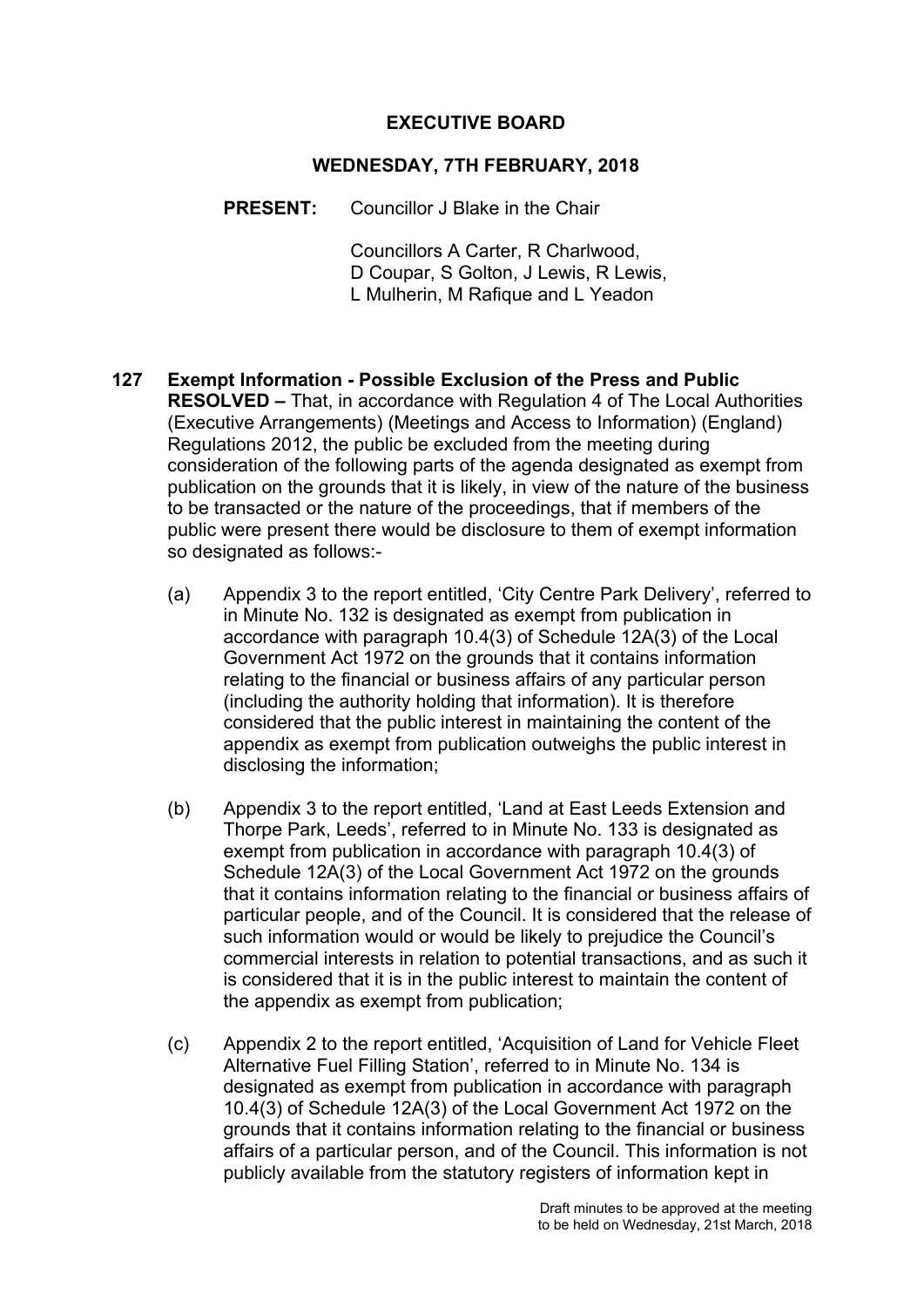# EXECUTIVE BOARD

## WEDNESDAY, 7TH FEBRUARY, 2018

**PRESENT:** Councillor J Blake in the Chair

Councillors A Carter, R Charlwood, D Coupar, S Golton, J Lewis, R Lewis, L Mulherin, M Rafique and L Yeadon

**127 Exempt Information - Possible Exclusion of the Press and Public**

**RESOLVED –** That, in accordance with Regulation 4 of The Local Authorities (Executive Arrangements) (Meetings and Access to Information) (England) Regulations 2012, the public be excluded from the meeting during consideration of the following parts of the agenda designated as exempt from publication on the grounds that it is likely, in view of the nature of the business to be transacted or the nature of the proceedings, that if members of the public were present there would be disclosure to them of exempt information so designated as follows:-

(a) Appendix 3 to the report entitled, 'City Centre Park Delivery', referred to in Minute No. 132 is designated as exempt from publication in accordance with paragraph 10.4(3) of Schedule 12A(3) of the Local Government Act 1972 on the grounds that it contains information relating to the financial or business affairs of any particular person (including the authority holding that information). It is therefore considered that the public interest in maintaining the content of the appendix as exempt from publication outweighs the public interest in disclosing the information;

(b) Appendix 3 to the report entitled, 'Land at East Leeds Extension and Thorpe Park, Leeds', referred to in Minute No. 133 is designated as exempt from publication in accordance with paragraph 10.4(3) of Schedule 12A(3) of the Local Government Act 1972 on the grounds that it contains information relating to the financial or business affairs of particular people, and of the Council. It is considered that the release of such information would or would be likely to prejudice the Council's commercial interests in relation to potential transactions, and as such it is considered that it is in the public interest to maintain the content of the appendix as exempt from publication;

(c) Appendix 2 to the report entitled, 'Acquisition of Land for Vehicle Fleet Alternative Fuel Filling Station', referred to in Minute No. 134 is designated as exempt from publication in accordance with paragraph 10.4(3) of Schedule 12A(3) of the Local Government Act 1972 on the grounds that it contains information relating to the financial or business affairs of a particular person, and of the Council. This information is not publicly available from the statutory registers of information kept in

Draft minutes to be approved at the meeting to be held on Wednesday, 21st March, 2018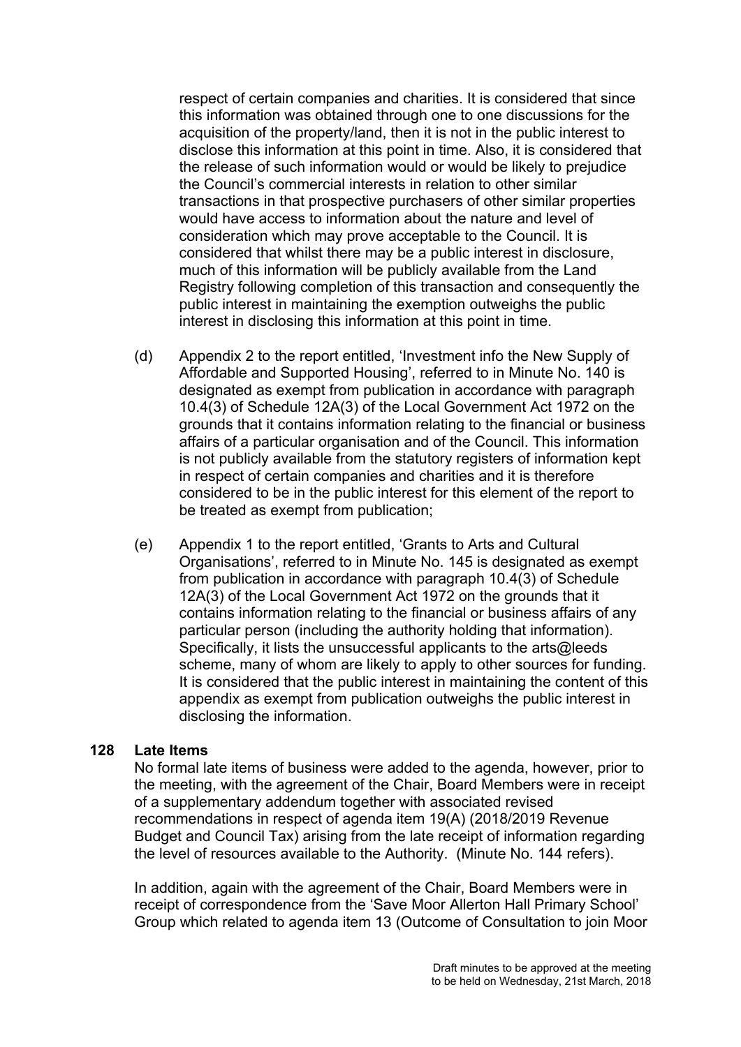respect of certain companies and charities. It is considered that since this information was obtained through one to one discussions for the acquisition of the property/land, then it is not in the public interest to disclose this information at this point in time. Also, it is considered that the release of such information would or would be likely to prejudice the Council's commercial interests in relation to other similar transactions in that prospective purchasers of other similar properties would have access to information about the nature and level of consideration which may prove acceptable to the Council. It is considered that whilst there may be a public interest in disclosure, much of this information will be publicly available from the Land Registry following completion of this transaction and consequently the public interest in maintaining the exemption outweighs the public interest in disclosing this information at this point in time.

(d) Appendix 2 to the report entitled, 'Investment info the New Supply of Affordable and Supported Housing', referred to in Minute No. 140 is designated as exempt from publication in accordance with paragraph 10.4(3) of Schedule 12A(3) of the Local Government Act 1972 on the grounds that it contains information relating to the financial or business affairs of a particular organisation and of the Council. This information is not publicly available from the statutory registers of information kept in respect of certain companies and charities and it is therefore considered to be in the public interest for this element of the report to be treated as exempt from publication;

(e) Appendix 1 to the report entitled, 'Grants to Arts and Cultural Organisations', referred to in Minute No. 145 is designated as exempt from publication in accordance with paragraph 10.4(3) of Schedule 12A(3) of the Local Government Act 1972 on the grounds that it contains information relating to the financial or business affairs of any particular person (including the authority holding that information). Specifically, it lists the unsuccessful applicants to the arts@leeds scheme, many of whom are likely to apply to other sources for funding. It is considered that the public interest in maintaining the content of this appendix as exempt from publication outweighs the public interest in disclosing the information.

**128 Late Items**

No formal late items of business were added to the agenda, however, prior to the meeting, with the agreement of the Chair, Board Members were in receipt of a supplementary addendum together with associated revised recommendations in respect of agenda item 19(A) (2018/2019 Revenue Budget and Council Tax) arising from the late receipt of information regarding the level of resources available to the Authority. (Minute No. 144 refers).

In addition, again with the agreement of the Chair, Board Members were in receipt of correspondence from the 'Save Moor Allerton Hall Primary School' Group which related to agenda item 13 (Outcome of Consultation to join Moor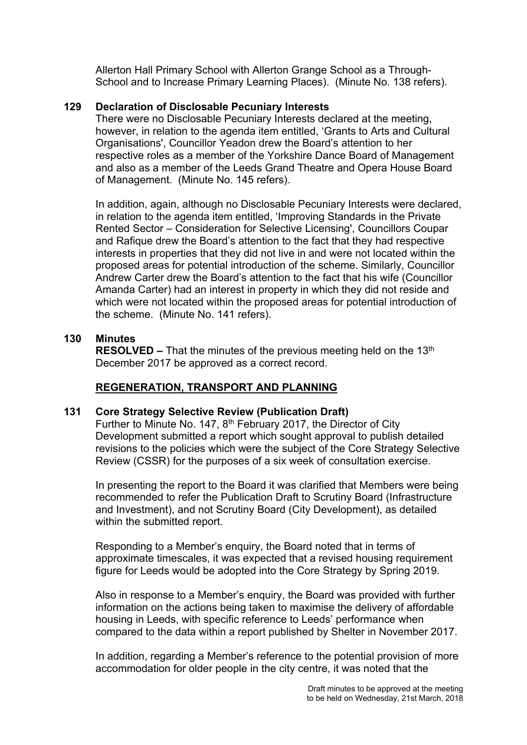Allerton Hall Primary School with Allerton Grange School as a Through-School and to Increase Primary Learning Places). (Minute No. 138 refers).

**129 Declaration of Disclosable Pecuniary Interests**

There were no Disclosable Pecuniary Interests declared at the meeting, however, in relation to the agenda item entitled, 'Grants to Arts and Cultural Organisations', Councillor Yeadon drew the Board's attention to her respective roles as a member of the Yorkshire Dance Board of Management and also as a member of the Leeds Grand Theatre and Opera House Board of Management. (Minute No. 145 refers).

In addition, again, although no Disclosable Pecuniary Interests were declared, in relation to the agenda item entitled, 'Improving Standards in the Private Rented Sector – Consideration for Selective Licensing', Councillors Coupar and Rafique drew the Board's attention to the fact that they had respective interests in properties that they did not live in and were not located within the proposed areas for potential introduction of the scheme. Similarly, Councillor Andrew Carter drew the Board's attention to the fact that his wife (Councillor Amanda Carter) had an interest in property in which they did not reside and which were not located within the proposed areas for potential introduction of the scheme. (Minute No. 141 refers).

**130 Minutes**

**RESOLVED –** That the minutes of the previous meeting held on the 13th December 2017 be approved as a correct record.

**REGENERATION, TRANSPORT AND PLANNING**

**131 Core Strategy Selective Review (Publication Draft)**

Further to Minute No. 147, 8th February 2017, the Director of City Development submitted a report which sought approval to publish detailed revisions to the policies which were the subject of the Core Strategy Selective Review (CSSR) for the purposes of a six week of consultation exercise.

In presenting the report to the Board it was clarified that Members were being recommended to refer the Publication Draft to Scrutiny Board (Infrastructure and Investment), and not Scrutiny Board (City Development), as detailed within the submitted report.

Responding to a Member's enquiry, the Board noted that in terms of approximate timescales, it was expected that a revised housing requirement figure for Leeds would be adopted into the Core Strategy by Spring 2019.

Also in response to a Member's enquiry, the Board was provided with further information on the actions being taken to maximise the delivery of affordable housing in Leeds, with specific reference to Leeds' performance when compared to the data within a report published by Shelter in November 2017.

In addition, regarding a Member's reference to the potential provision of more accommodation for older people in the city centre, it was noted that the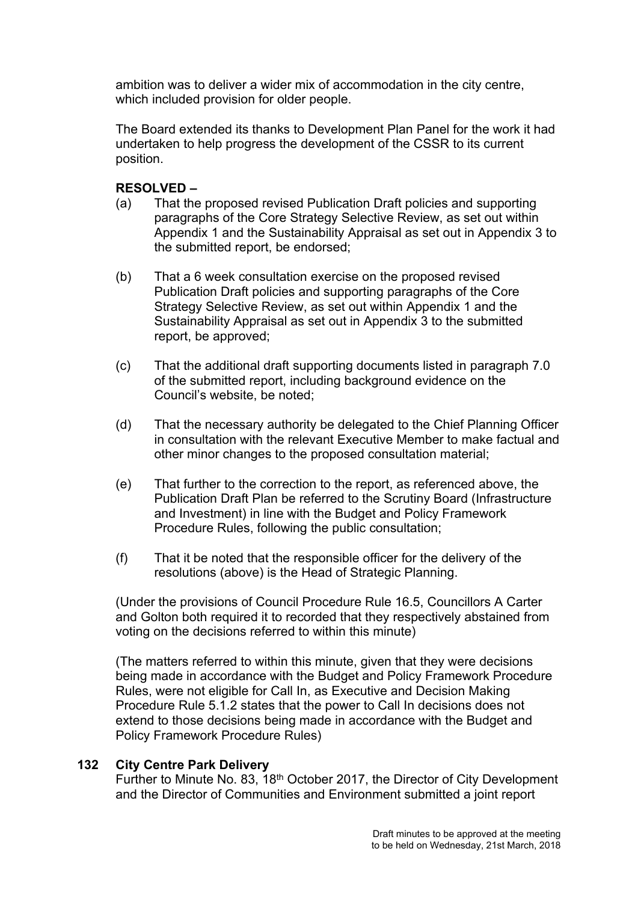ambition was to deliver a wider mix of accommodation in the city centre, which included provision for older people.

The Board extended its thanks to Development Plan Panel for the work it had undertaken to help progress the development of the CSSR to its current position.

**RESOLVED –**

(a) That the proposed revised Publication Draft policies and supporting paragraphs of the Core Strategy Selective Review, as set out within Appendix 1 and the Sustainability Appraisal as set out in Appendix 3 to the submitted report, be endorsed;

(b) That a 6 week consultation exercise on the proposed revised Publication Draft policies and supporting paragraphs of the Core Strategy Selective Review, as set out within Appendix 1 and the Sustainability Appraisal as set out in Appendix 3 to the submitted report, be approved;

(c) That the additional draft supporting documents listed in paragraph 7.0 of the submitted report, including background evidence on the Council's website, be noted;

(d) That the necessary authority be delegated to the Chief Planning Officer in consultation with the relevant Executive Member to make factual and other minor changes to the proposed consultation material;

(e) That further to the correction to the report, as referenced above, the Publication Draft Plan be referred to the Scrutiny Board (Infrastructure and Investment) in line with the Budget and Policy Framework Procedure Rules, following the public consultation;

(f) That it be noted that the responsible officer for the delivery of the resolutions (above) is the Head of Strategic Planning.

(Under the provisions of Council Procedure Rule 16.5, Councillors A Carter and Golton both required it to recorded that they respectively abstained from voting on the decisions referred to within this minute)

(The matters referred to within this minute, given that they were decisions being made in accordance with the Budget and Policy Framework Procedure Rules, were not eligible for Call In, as Executive and Decision Making Procedure Rule 5.1.2 states that the power to Call In decisions does not extend to those decisions being made in accordance with the Budget and Policy Framework Procedure Rules)

**132 City Centre Park Delivery**

Further to Minute No. 83, 18th October 2017, the Director of City Development and the Director of Communities and Environment submitted a joint report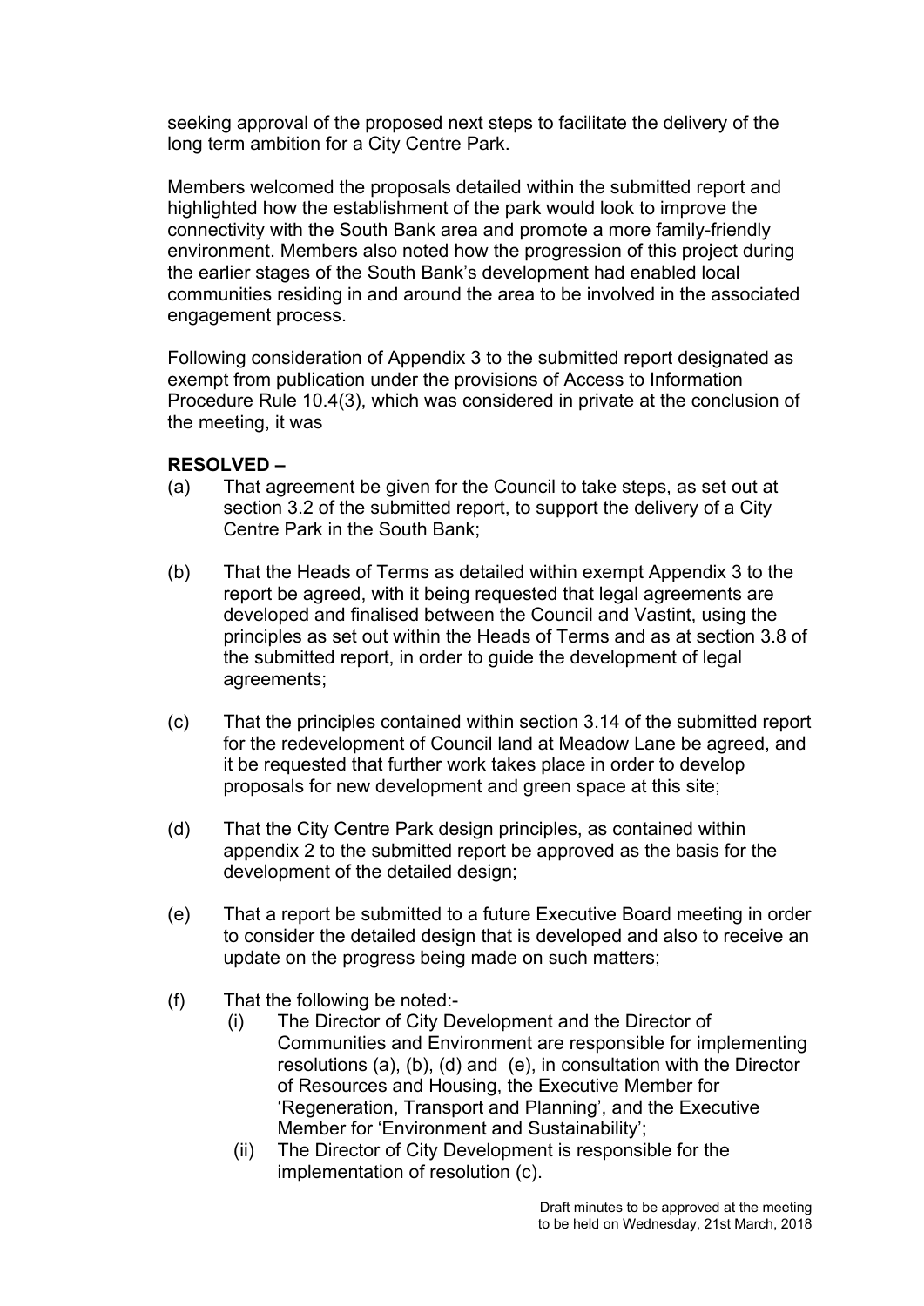seeking approval of the proposed next steps to facilitate the delivery of the long term ambition for a City Centre Park.

Members welcomed the proposals detailed within the submitted report and highlighted how the establishment of the park would look to improve the connectivity with the South Bank area and promote a more family-friendly environment. Members also noted how the progression of this project during the earlier stages of the South Bank's development had enabled local communities residing in and around the area to be involved in the associated engagement process.

Following consideration of Appendix 3 to the submitted report designated as exempt from publication under the provisions of Access to Information Procedure Rule 10.4(3), which was considered in private at the conclusion of the meeting, it was

**RESOLVED –**

(a) That agreement be given for the Council to take steps, as set out at section 3.2 of the submitted report, to support the delivery of a City Centre Park in the South Bank;

(b) That the Heads of Terms as detailed within exempt Appendix 3 to the report be agreed, with it being requested that legal agreements are developed and finalised between the Council and Vastint, using the principles as set out within the Heads of Terms and as at section 3.8 of the submitted report, in order to guide the development of legal agreements;

(c) That the principles contained within section 3.14 of the submitted report for the redevelopment of Council land at Meadow Lane be agreed, and it be requested that further work takes place in order to develop proposals for new development and green space at this site;

(d) That the City Centre Park design principles, as contained within appendix 2 to the submitted report be approved as the basis for the development of the detailed design;

(e) That a report be submitted to a future Executive Board meeting in order to consider the detailed design that is developed and also to receive an update on the progress being made on such matters;

(f) That the following be noted:-

  (i) The Director of City Development and the Director of Communities and Environment are responsible for implementing resolutions (a), (b), (d) and (e), in consultation with the Director of Resources and Housing, the Executive Member for 'Regeneration, Transport and Planning', and the Executive Member for 'Environment and Sustainability';

  (ii) The Director of City Development is responsible for the implementation of resolution (c).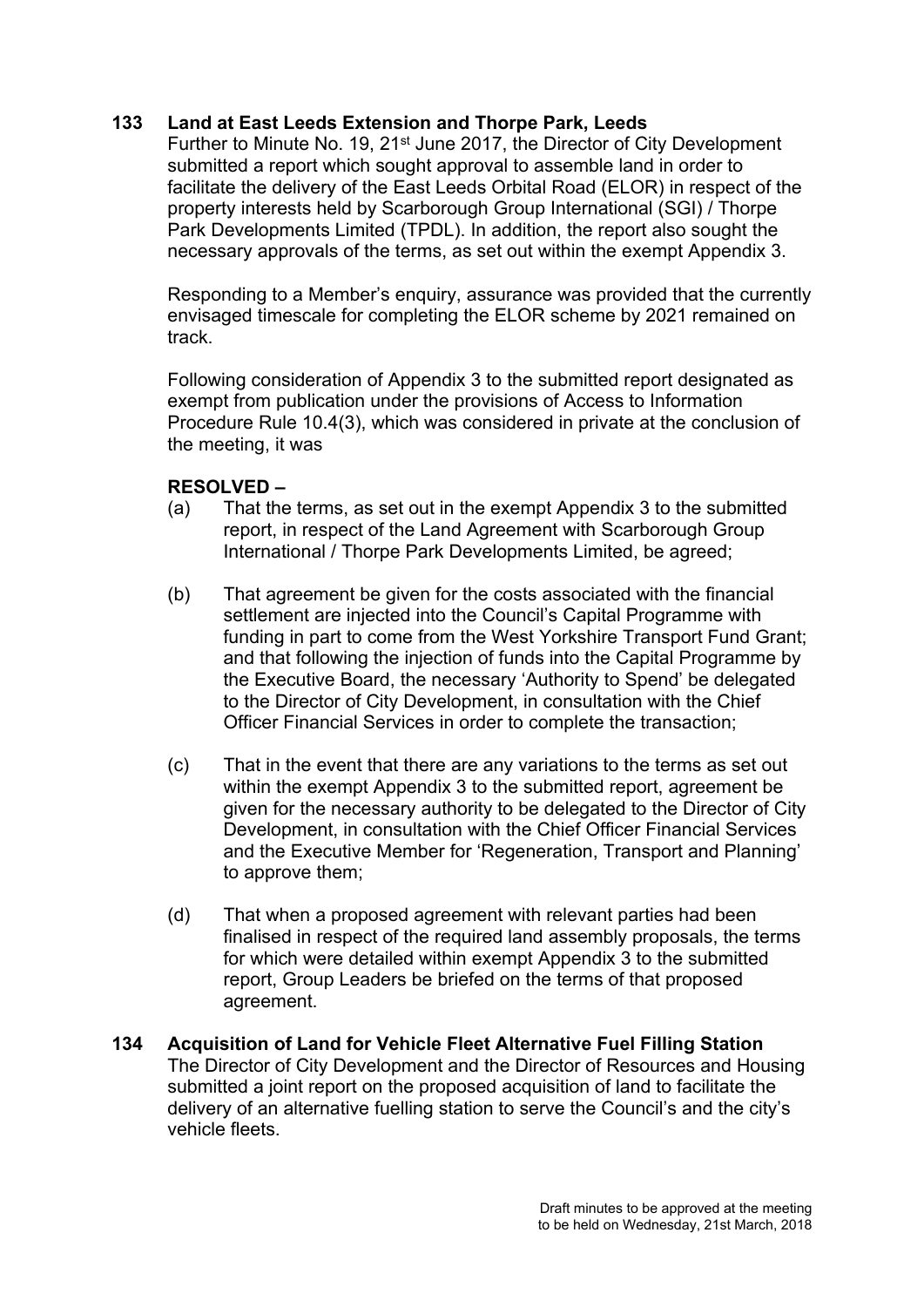**133 Land at East Leeds Extension and Thorpe Park, Leeds**

Further to Minute No. 19, 21st June 2017, the Director of City Development submitted a report which sought approval to assemble land in order to facilitate the delivery of the East Leeds Orbital Road (ELOR) in respect of the property interests held by Scarborough Group International (SGI) / Thorpe Park Developments Limited (TPDL). In addition, the report also sought the necessary approvals of the terms, as set out within the exempt Appendix 3.

Responding to a Member's enquiry, assurance was provided that the currently envisaged timescale for completing the ELOR scheme by 2021 remained on track.

Following consideration of Appendix 3 to the submitted report designated as exempt from publication under the provisions of Access to Information Procedure Rule 10.4(3), which was considered in private at the conclusion of the meeting, it was

**RESOLVED –**

(a) That the terms, as set out in the exempt Appendix 3 to the submitted report, in respect of the Land Agreement with Scarborough Group International / Thorpe Park Developments Limited, be agreed;

(b) That agreement be given for the costs associated with the financial settlement are injected into the Council's Capital Programme with funding in part to come from the West Yorkshire Transport Fund Grant; and that following the injection of funds into the Capital Programme by the Executive Board, the necessary 'Authority to Spend' be delegated to the Director of City Development, in consultation with the Chief Officer Financial Services in order to complete the transaction;

(c) That in the event that there are any variations to the terms as set out within the exempt Appendix 3 to the submitted report, agreement be given for the necessary authority to be delegated to the Director of City Development, in consultation with the Chief Officer Financial Services and the Executive Member for 'Regeneration, Transport and Planning' to approve them;

(d) That when a proposed agreement with relevant parties had been finalised in respect of the required land assembly proposals, the terms for which were detailed within exempt Appendix 3 to the submitted report, Group Leaders be briefed on the terms of that proposed agreement.

**134 Acquisition of Land for Vehicle Fleet Alternative Fuel Filling Station**

The Director of City Development and the Director of Resources and Housing submitted a joint report on the proposed acquisition of land to facilitate the delivery of an alternative fuelling station to serve the Council's and the city's vehicle fleets.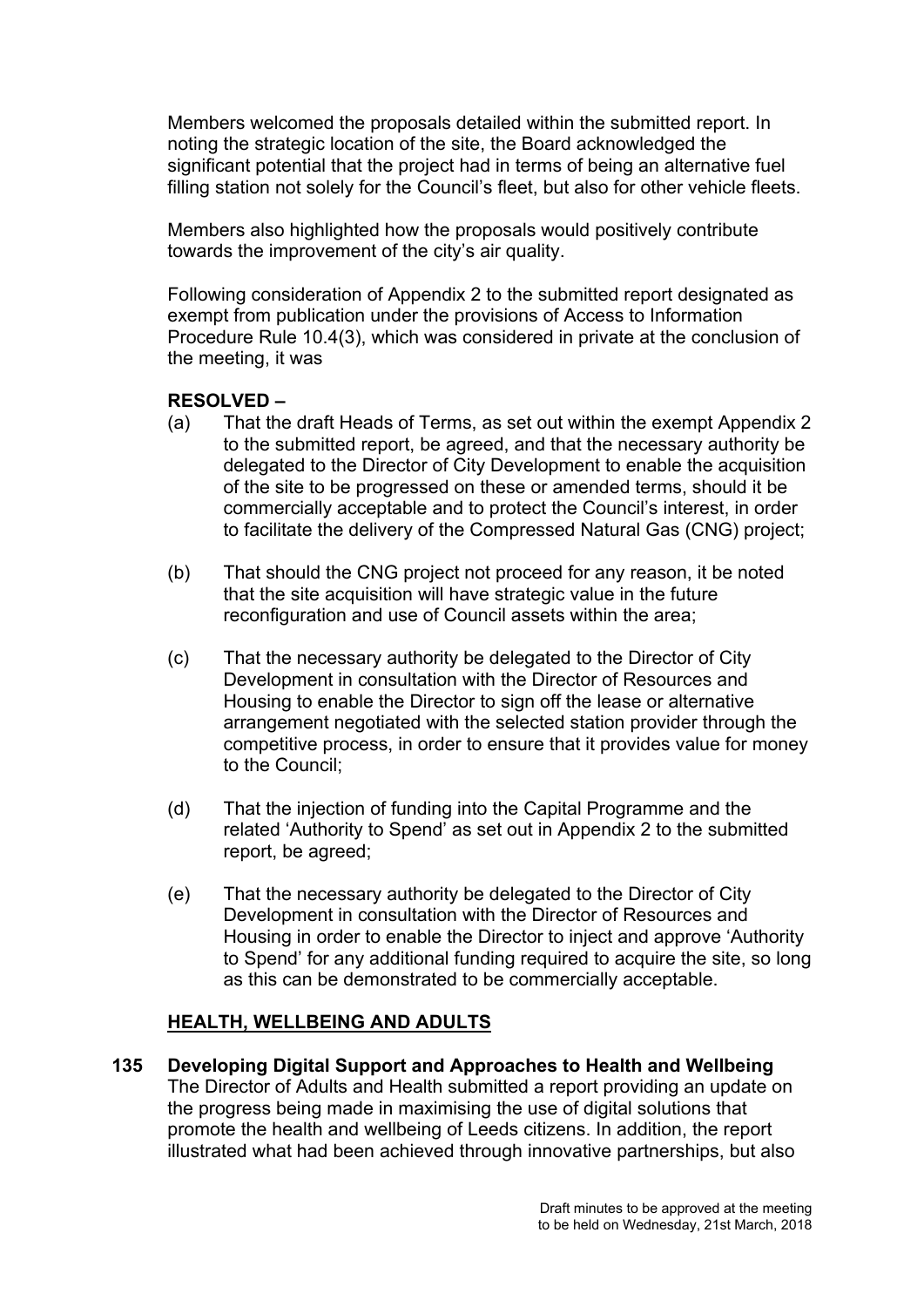Members welcomed the proposals detailed within the submitted report. In noting the strategic location of the site, the Board acknowledged the significant potential that the project had in terms of being an alternative fuel filling station not solely for the Council's fleet, but also for other vehicle fleets.

Members also highlighted how the proposals would positively contribute towards the improvement of the city's air quality.

Following consideration of Appendix 2 to the submitted report designated as exempt from publication under the provisions of Access to Information Procedure Rule 10.4(3), which was considered in private at the conclusion of the meeting, it was

**RESOLVED –**

(a) That the draft Heads of Terms, as set out within the exempt Appendix 2 to the submitted report, be agreed, and that the necessary authority be delegated to the Director of City Development to enable the acquisition of the site to be progressed on these or amended terms, should it be commercially acceptable and to protect the Council's interest, in order to facilitate the delivery of the Compressed Natural Gas (CNG) project;

(b) That should the CNG project not proceed for any reason, it be noted that the site acquisition will have strategic value in the future reconfiguration and use of Council assets within the area;

(c) That the necessary authority be delegated to the Director of City Development in consultation with the Director of Resources and Housing to enable the Director to sign off the lease or alternative arrangement negotiated with the selected station provider through the competitive process, in order to ensure that it provides value for money to the Council;

(d) That the injection of funding into the Capital Programme and the related 'Authority to Spend' as set out in Appendix 2 to the submitted report, be agreed;

(e) That the necessary authority be delegated to the Director of City Development in consultation with the Director of Resources and Housing in order to enable the Director to inject and approve 'Authority to Spend' for any additional funding required to acquire the site, so long as this can be demonstrated to be commercially acceptable.

## HEALTH, WELLBEING AND ADULTS

### 135 Developing Digital Support and Approaches to Health and Wellbeing

The Director of Adults and Health submitted a report providing an update on the progress being made in maximising the use of digital solutions that promote the health and wellbeing of Leeds citizens. In addition, the report illustrated what had been achieved through innovative partnerships, but also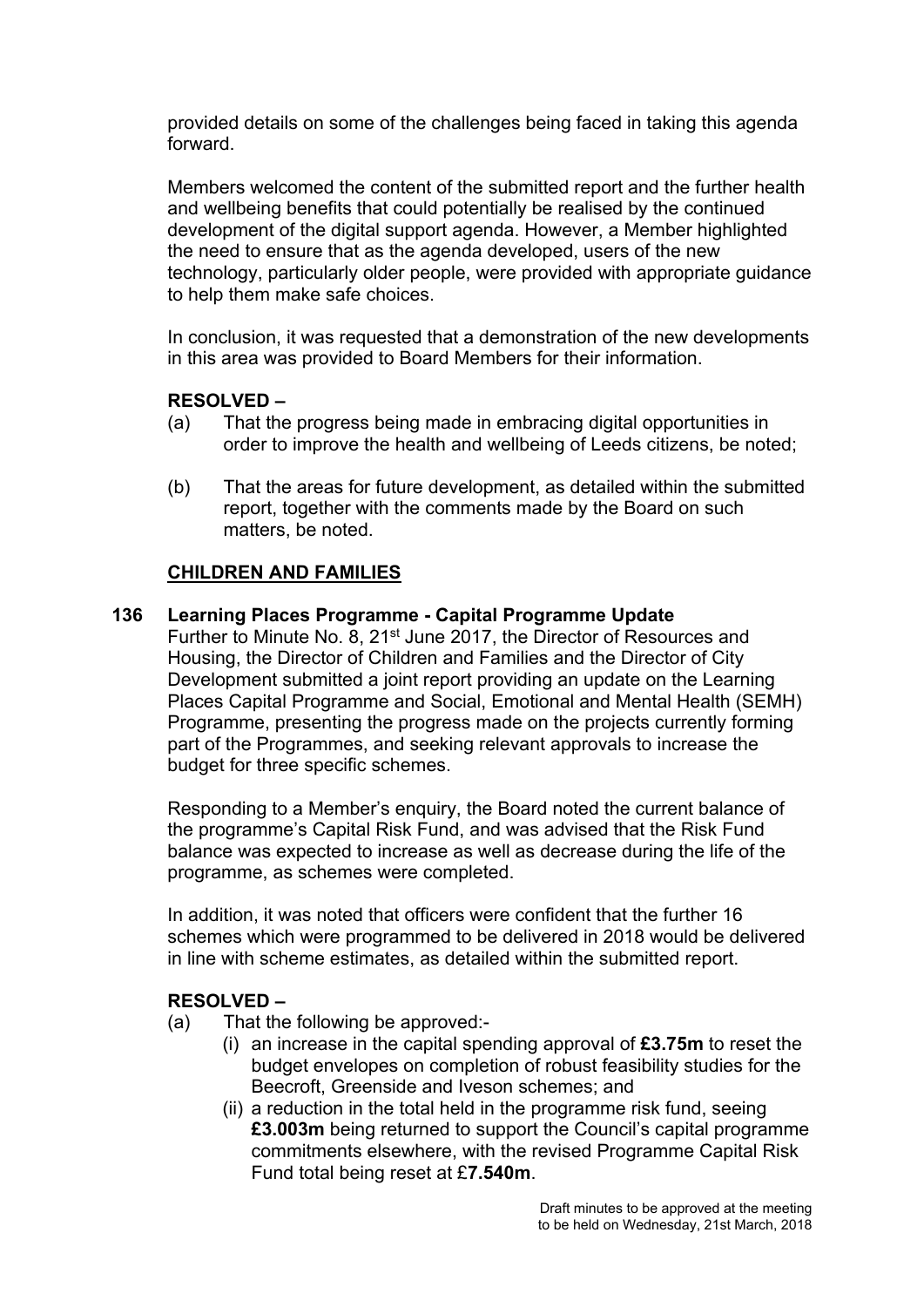provided details on some of the challenges being faced in taking this agenda forward.

Members welcomed the content of the submitted report and the further health and wellbeing benefits that could potentially be realised by the continued development of the digital support agenda. However, a Member highlighted the need to ensure that as the agenda developed, users of the new technology, particularly older people, were provided with appropriate guidance to help them make safe choices.

In conclusion, it was requested that a demonstration of the new developments in this area was provided to Board Members for their information.

**RESOLVED –**

(a) That the progress being made in embracing digital opportunities in order to improve the health and wellbeing of Leeds citizens, be noted;

(b) That the areas for future development, as detailed within the submitted report, together with the comments made by the Board on such matters, be noted.

## CHILDREN AND FAMILIES

### 136 Learning Places Programme - Capital Programme Update

Further to Minute No. 8, 21st June 2017, the Director of Resources and Housing, the Director of Children and Families and the Director of City Development submitted a joint report providing an update on the Learning Places Capital Programme and Social, Emotional and Mental Health (SEMH) Programme, presenting the progress made on the projects currently forming part of the Programmes, and seeking relevant approvals to increase the budget for three specific schemes.

Responding to a Member's enquiry, the Board noted the current balance of the programme's Capital Risk Fund, and was advised that the Risk Fund balance was expected to increase as well as decrease during the life of the programme, as schemes were completed.

In addition, it was noted that officers were confident that the further 16 schemes which were programmed to be delivered in 2018 would be delivered in line with scheme estimates, as detailed within the submitted report.

**RESOLVED –**

(a) That the following be approved:-
   - (i) an increase in the capital spending approval of **£3.75m** to reset the budget envelopes on completion of robust feasibility studies for the Beecroft, Greenside and Iveson schemes; and
   - (ii) a reduction in the total held in the programme risk fund, seeing **£3.003m** being returned to support the Council's capital programme commitments elsewhere, with the revised Programme Capital Risk Fund total being reset at £**7.540m**.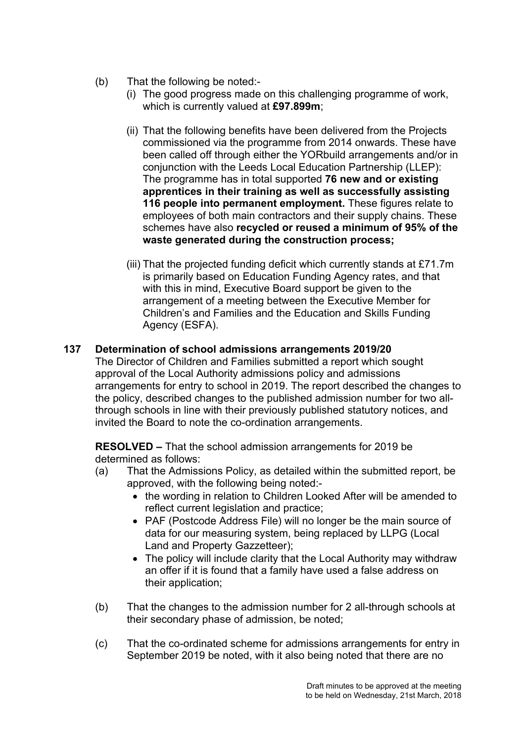(b) That the following be noted:-

(i) The good progress made on this challenging programme of work, which is currently valued at **£97.899m**;

(ii) That the following benefits have been delivered from the Projects commissioned via the programme from 2014 onwards. These have been called off through either the YORbuild arrangements and/or in conjunction with the Leeds Local Education Partnership (LLEP): The programme has in total supported **76 new and or existing apprentices in their training as well as successfully assisting 116 people into permanent employment.** These figures relate to employees of both main contractors and their supply chains. These schemes have also **recycled or reused a minimum of 95% of the waste generated during the construction process;**

(iii) That the projected funding deficit which currently stands at £71.7m is primarily based on Education Funding Agency rates, and that with this in mind, Executive Board support be given to the arrangement of a meeting between the Executive Member for Children's and Families and the Education and Skills Funding Agency (ESFA).

**137 Determination of school admissions arrangements 2019/20**

The Director of Children and Families submitted a report which sought approval of the Local Authority admissions policy and admissions arrangements for entry to school in 2019. The report described the changes to the policy, described changes to the published admission number for two all-through schools in line with their previously published statutory notices, and invited the Board to note the co-ordination arrangements.

**RESOLVED –** That the school admission arrangements for 2019 be determined as follows:

(a) That the Admissions Policy, as detailed within the submitted report, be approved, with the following being noted:-

- the wording in relation to Children Looked After will be amended to reflect current legislation and practice;
- PAF (Postcode Address File) will no longer be the main source of data for our measuring system, being replaced by LLPG (Local Land and Property Gazzetteer);
- The policy will include clarity that the Local Authority may withdraw an offer if it is found that a family have used a false address on their application;

(b) That the changes to the admission number for 2 all-through schools at their secondary phase of admission, be noted;

(c) That the co-ordinated scheme for admissions arrangements for entry in September 2019 be noted, with it also being noted that there are no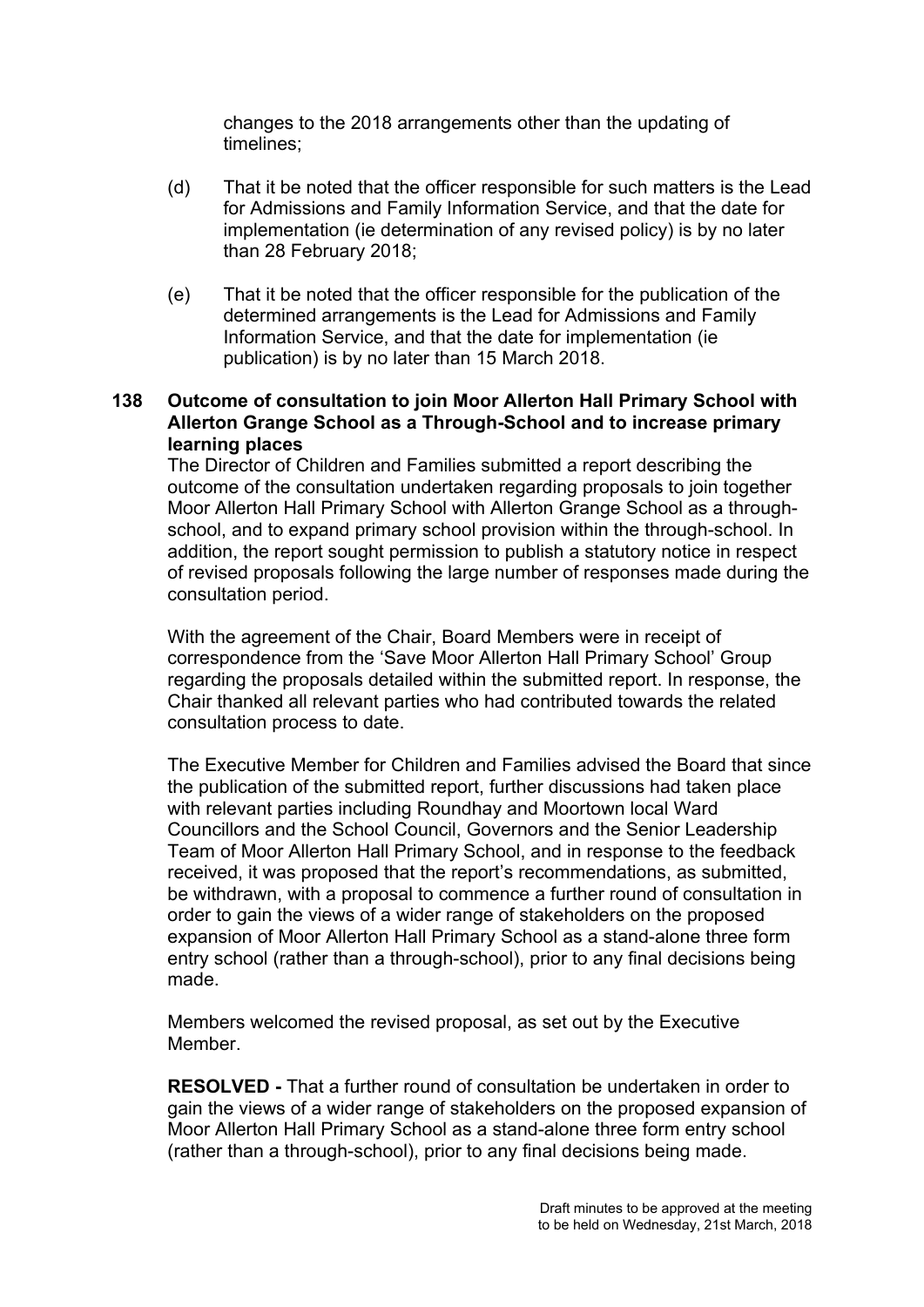changes to the 2018 arrangements other than the updating of timelines;

(d) That it be noted that the officer responsible for such matters is the Lead for Admissions and Family Information Service, and that the date for implementation (ie determination of any revised policy) is by no later than 28 February 2018;

(e) That it be noted that the officer responsible for the publication of the determined arrangements is the Lead for Admissions and Family Information Service, and that the date for implementation (ie publication) is by no later than 15 March 2018.

**138 Outcome of consultation to join Moor Allerton Hall Primary School with Allerton Grange School as a Through-School and to increase primary learning places**

The Director of Children and Families submitted a report describing the outcome of the consultation undertaken regarding proposals to join together Moor Allerton Hall Primary School with Allerton Grange School as a through-school, and to expand primary school provision within the through-school. In addition, the report sought permission to publish a statutory notice in respect of revised proposals following the large number of responses made during the consultation period.

With the agreement of the Chair, Board Members were in receipt of correspondence from the 'Save Moor Allerton Hall Primary School' Group regarding the proposals detailed within the submitted report. In response, the Chair thanked all relevant parties who had contributed towards the related consultation process to date.

The Executive Member for Children and Families advised the Board that since the publication of the submitted report, further discussions had taken place with relevant parties including Roundhay and Moortown local Ward Councillors and the School Council, Governors and the Senior Leadership Team of Moor Allerton Hall Primary School, and in response to the feedback received, it was proposed that the report's recommendations, as submitted, be withdrawn, with a proposal to commence a further round of consultation in order to gain the views of a wider range of stakeholders on the proposed expansion of Moor Allerton Hall Primary School as a stand-alone three form entry school (rather than a through-school), prior to any final decisions being made.

Members welcomed the revised proposal, as set out by the Executive Member.

**RESOLVED -** That a further round of consultation be undertaken in order to gain the views of a wider range of stakeholders on the proposed expansion of Moor Allerton Hall Primary School as a stand-alone three form entry school (rather than a through-school), prior to any final decisions being made.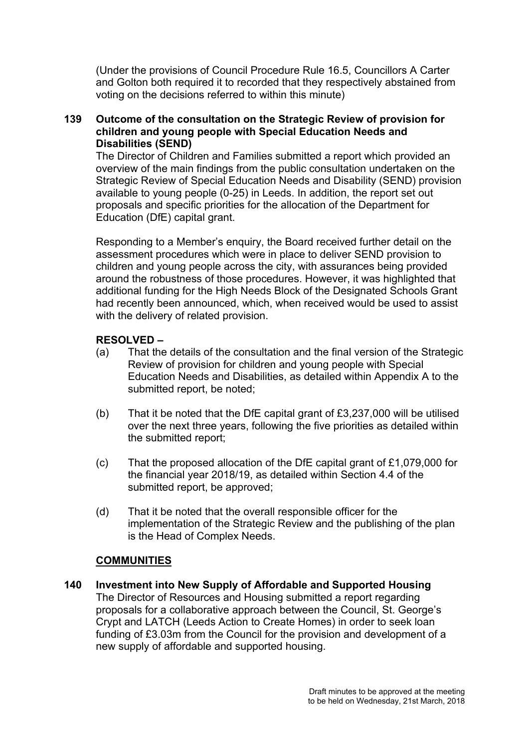(Under the provisions of Council Procedure Rule 16.5, Councillors A Carter and Golton both required it to recorded that they respectively abstained from voting on the decisions referred to within this minute)

**139 Outcome of the consultation on the Strategic Review of provision for children and young people with Special Education Needs and Disabilities (SEND)**

The Director of Children and Families submitted a report which provided an overview of the main findings from the public consultation undertaken on the Strategic Review of Special Education Needs and Disability (SEND) provision available to young people (0-25) in Leeds. In addition, the report set out proposals and specific priorities for the allocation of the Department for Education (DfE) capital grant.

Responding to a Member's enquiry, the Board received further detail on the assessment procedures which were in place to deliver SEND provision to children and young people across the city, with assurances being provided around the robustness of those procedures. However, it was highlighted that additional funding for the High Needs Block of the Designated Schools Grant had recently been announced, which, when received would be used to assist with the delivery of related provision.

**RESOLVED –**

(a) That the details of the consultation and the final version of the Strategic Review of provision for children and young people with Special Education Needs and Disabilities, as detailed within Appendix A to the submitted report, be noted;

(b) That it be noted that the DfE capital grant of £3,237,000 will be utilised over the next three years, following the five priorities as detailed within the submitted report;

(c) That the proposed allocation of the DfE capital grant of £1,079,000 for the financial year 2018/19, as detailed within Section 4.4 of the submitted report, be approved;

(d) That it be noted that the overall responsible officer for the implementation of the Strategic Review and the publishing of the plan is the Head of Complex Needs.

**COMMUNITIES**

**140 Investment into New Supply of Affordable and Supported Housing**

The Director of Resources and Housing submitted a report regarding proposals for a collaborative approach between the Council, St. George's Crypt and LATCH (Leeds Action to Create Homes) in order to seek loan funding of £3.03m from the Council for the provision and development of a new supply of affordable and supported housing.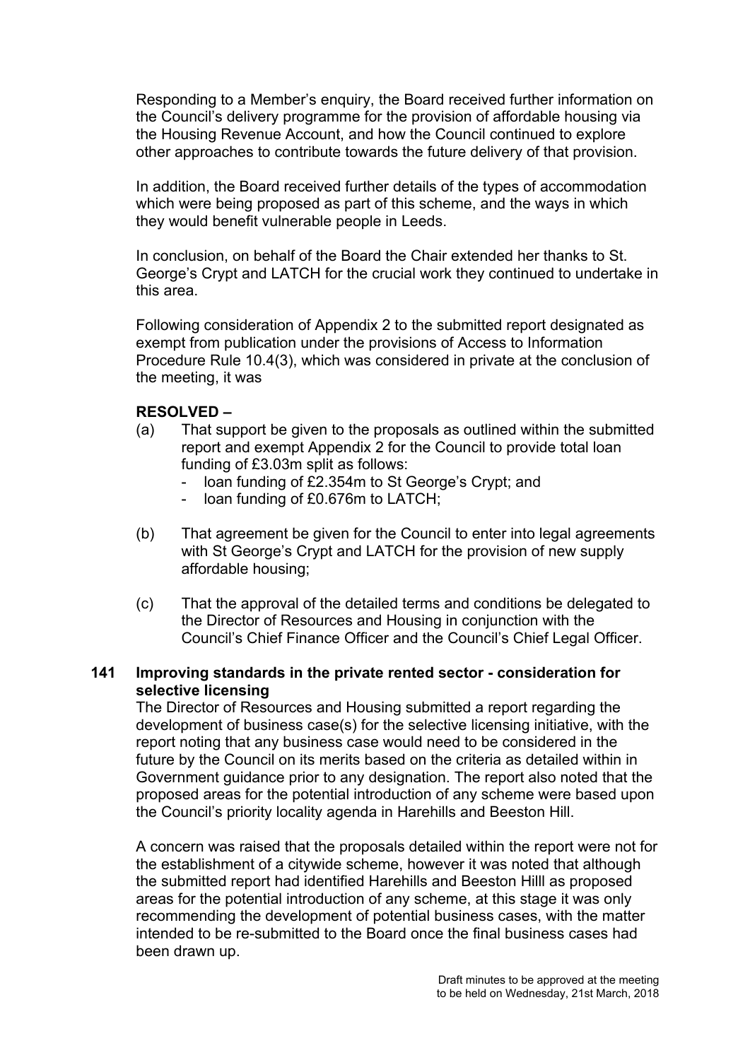Responding to a Member's enquiry, the Board received further information on the Council's delivery programme for the provision of affordable housing via the Housing Revenue Account, and how the Council continued to explore other approaches to contribute towards the future delivery of that provision.

In addition, the Board received further details of the types of accommodation which were being proposed as part of this scheme, and the ways in which they would benefit vulnerable people in Leeds.

In conclusion, on behalf of the Board the Chair extended her thanks to St. George's Crypt and LATCH for the crucial work they continued to undertake in this area.

Following consideration of Appendix 2 to the submitted report designated as exempt from publication under the provisions of Access to Information Procedure Rule 10.4(3), which was considered in private at the conclusion of the meeting, it was

**RESOLVED –**

(a) That support be given to the proposals as outlined within the submitted report and exempt Appendix 2 for the Council to provide total loan funding of £3.03m split as follows:
  - loan funding of £2.354m to St George's Crypt; and
  - loan funding of £0.676m to LATCH;

(b) That agreement be given for the Council to enter into legal agreements with St George's Crypt and LATCH for the provision of new supply affordable housing;

(c) That the approval of the detailed terms and conditions be delegated to the Director of Resources and Housing in conjunction with the Council's Chief Finance Officer and the Council's Chief Legal Officer.

## 141 Improving standards in the private rented sector - consideration for selective licensing

The Director of Resources and Housing submitted a report regarding the development of business case(s) for the selective licensing initiative, with the report noting that any business case would need to be considered in the future by the Council on its merits based on the criteria as detailed within in Government guidance prior to any designation. The report also noted that the proposed areas for the potential introduction of any scheme were based upon the Council's priority locality agenda in Harehills and Beeston Hill.

A concern was raised that the proposals detailed within the report were not for the establishment of a citywide scheme, however it was noted that although the submitted report had identified Harehills and Beeston Hilll as proposed areas for the potential introduction of any scheme, at this stage it was only recommending the development of potential business cases, with the matter intended to be re-submitted to the Board once the final business cases had been drawn up.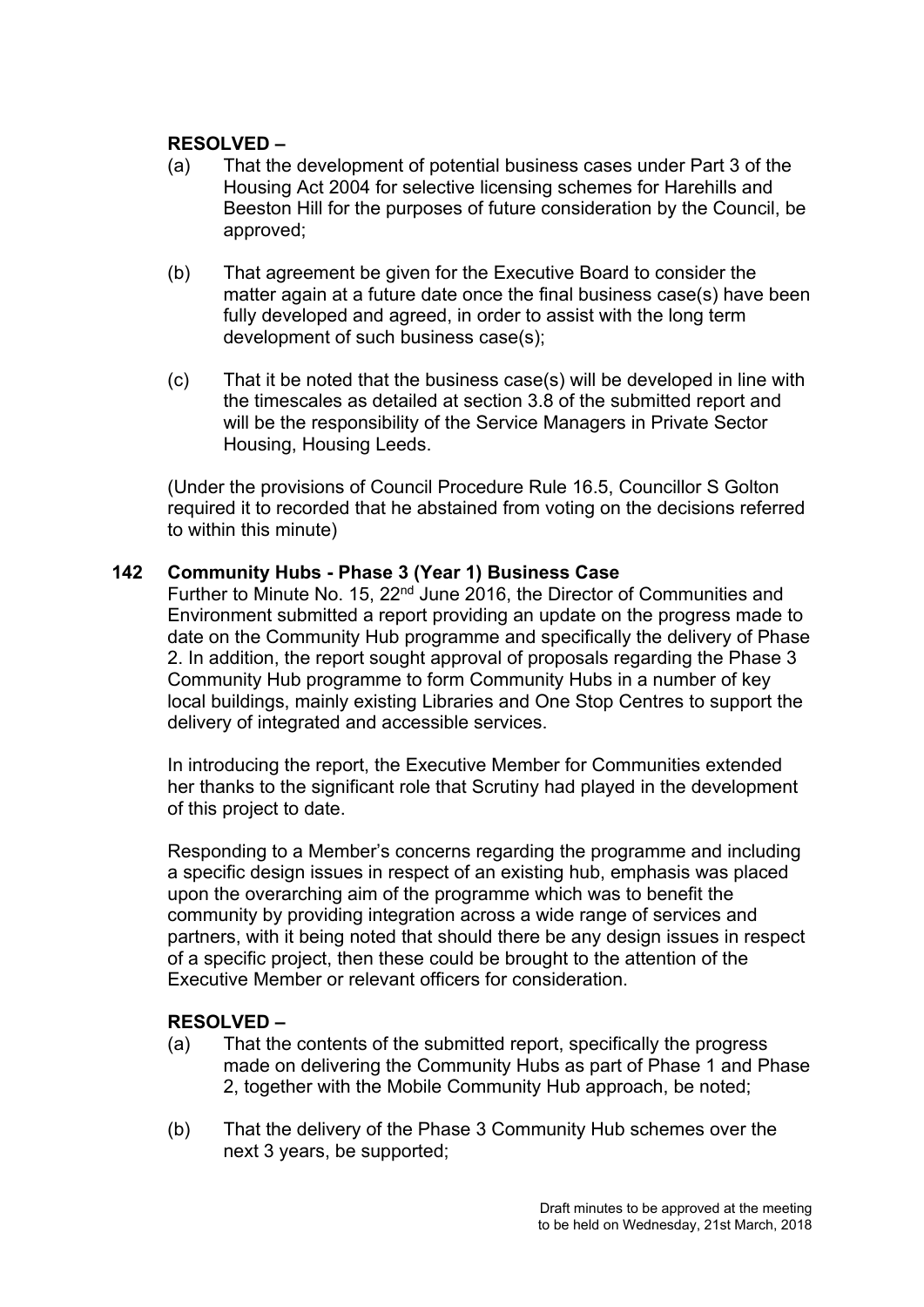**RESOLVED –**

(a) That the development of potential business cases under Part 3 of the Housing Act 2004 for selective licensing schemes for Harehills and Beeston Hill for the purposes of future consideration by the Council, be approved;

(b) That agreement be given for the Executive Board to consider the matter again at a future date once the final business case(s) have been fully developed and agreed, in order to assist with the long term development of such business case(s);

(c) That it be noted that the business case(s) will be developed in line with the timescales as detailed at section 3.8 of the submitted report and will be the responsibility of the Service Managers in Private Sector Housing, Housing Leeds.

(Under the provisions of Council Procedure Rule 16.5, Councillor S Golton required it to recorded that he abstained from voting on the decisions referred to within this minute)

## 142 Community Hubs - Phase 3 (Year 1) Business Case

Further to Minute No. 15, 22nd June 2016, the Director of Communities and Environment submitted a report providing an update on the progress made to date on the Community Hub programme and specifically the delivery of Phase 2. In addition, the report sought approval of proposals regarding the Phase 3 Community Hub programme to form Community Hubs in a number of key local buildings, mainly existing Libraries and One Stop Centres to support the delivery of integrated and accessible services.

In introducing the report, the Executive Member for Communities extended her thanks to the significant role that Scrutiny had played in the development of this project to date.

Responding to a Member's concerns regarding the programme and including a specific design issues in respect of an existing hub, emphasis was placed upon the overarching aim of the programme which was to benefit the community by providing integration across a wide range of services and partners, with it being noted that should there be any design issues in respect of a specific project, then these could be brought to the attention of the Executive Member or relevant officers for consideration.

**RESOLVED –**

(a) That the contents of the submitted report, specifically the progress made on delivering the Community Hubs as part of Phase 1 and Phase 2, together with the Mobile Community Hub approach, be noted;

(b) That the delivery of the Phase 3 Community Hub schemes over the next 3 years, be supported;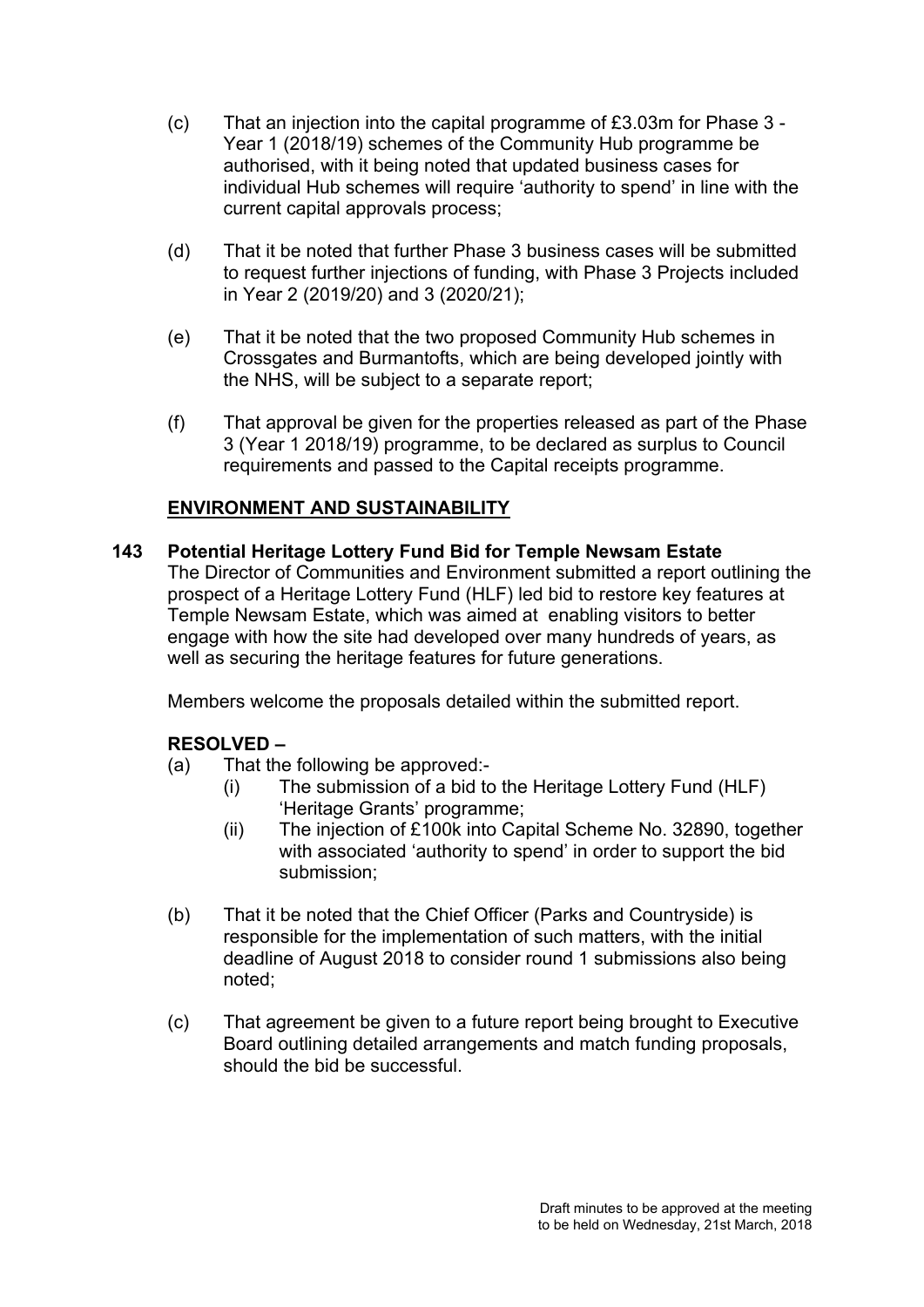(c) That an injection into the capital programme of £3.03m for Phase 3 - Year 1 (2018/19) schemes of the Community Hub programme be authorised, with it being noted that updated business cases for individual Hub schemes will require 'authority to spend' in line with the current capital approvals process;

(d) That it be noted that further Phase 3 business cases will be submitted to request further injections of funding, with Phase 3 Projects included in Year 2 (2019/20) and 3 (2020/21);

(e) That it be noted that the two proposed Community Hub schemes in Crossgates and Burmantofts, which are being developed jointly with the NHS, will be subject to a separate report;

(f) That approval be given for the properties released as part of the Phase 3 (Year 1 2018/19) programme, to be declared as surplus to Council requirements and passed to the Capital receipts programme.

## ENVIRONMENT AND SUSTAINABILITY

**143 Potential Heritage Lottery Fund Bid for Temple Newsam Estate**

The Director of Communities and Environment submitted a report outlining the prospect of a Heritage Lottery Fund (HLF) led bid to restore key features at Temple Newsam Estate, which was aimed at enabling visitors to better engage with how the site had developed over many hundreds of years, as well as securing the heritage features for future generations.

Members welcome the proposals detailed within the submitted report.

**RESOLVED –**

(a) That the following be approved:-
   (i) The submission of a bid to the Heritage Lottery Fund (HLF) 'Heritage Grants' programme;
   (ii) The injection of £100k into Capital Scheme No. 32890, together with associated 'authority to spend' in order to support the bid submission;

(b) That it be noted that the Chief Officer (Parks and Countryside) is responsible for the implementation of such matters, with the initial deadline of August 2018 to consider round 1 submissions also being noted;

(c) That agreement be given to a future report being brought to Executive Board outlining detailed arrangements and match funding proposals, should the bid be successful.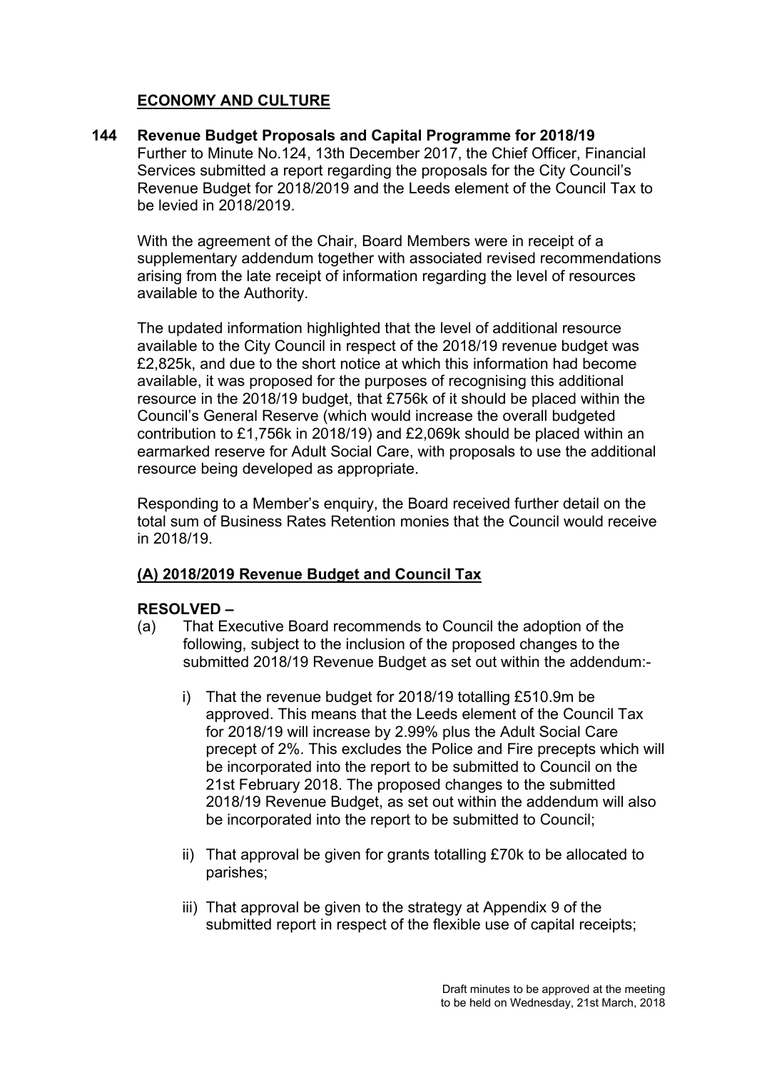## ECONOMY AND CULTURE

### 144 Revenue Budget Proposals and Capital Programme for 2018/19

Further to Minute No.124, 13th December 2017, the Chief Officer, Financial Services submitted a report regarding the proposals for the City Council's Revenue Budget for 2018/2019 and the Leeds element of the Council Tax to be levied in 2018/2019.

With the agreement of the Chair, Board Members were in receipt of a supplementary addendum together with associated revised recommendations arising from the late receipt of information regarding the level of resources available to the Authority.

The updated information highlighted that the level of additional resource available to the City Council in respect of the 2018/19 revenue budget was £2,825k, and due to the short notice at which this information had become available, it was proposed for the purposes of recognising this additional resource in the 2018/19 budget, that £756k of it should be placed within the Council's General Reserve (which would increase the overall budgeted contribution to £1,756k in 2018/19) and £2,069k should be placed within an earmarked reserve for Adult Social Care, with proposals to use the additional resource being developed as appropriate.

Responding to a Member's enquiry, the Board received further detail on the total sum of Business Rates Retention monies that the Council would receive in 2018/19.

#### (A) 2018/2019 Revenue Budget and Council Tax

**RESOLVED –**

(a) That Executive Board recommends to Council the adoption of the following, subject to the inclusion of the proposed changes to the submitted 2018/19 Revenue Budget as set out within the addendum:-

   i) That the revenue budget for 2018/19 totalling £510.9m be approved. This means that the Leeds element of the Council Tax for 2018/19 will increase by 2.99% plus the Adult Social Care precept of 2%. This excludes the Police and Fire precepts which will be incorporated into the report to be submitted to Council on the 21st February 2018. The proposed changes to the submitted 2018/19 Revenue Budget, as set out within the addendum will also be incorporated into the report to be submitted to Council;

   ii) That approval be given for grants totalling £70k to be allocated to parishes;

   iii) That approval be given to the strategy at Appendix 9 of the submitted report in respect of the flexible use of capital receipts;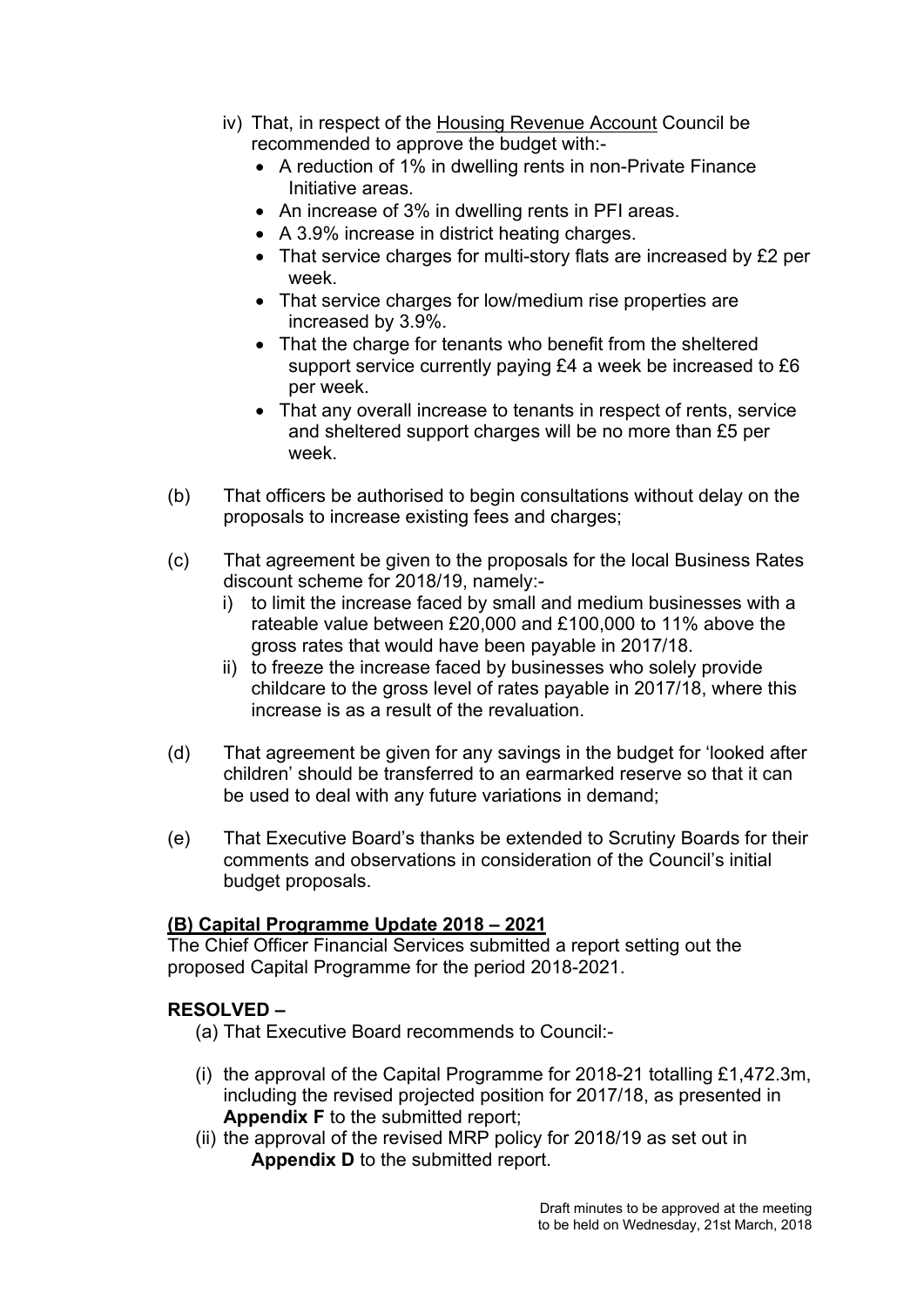iv) That, in respect of the Housing Revenue Account Council be recommended to approve the budget with:-
- A reduction of 1% in dwelling rents in non-Private Finance Initiative areas.
- An increase of 3% in dwelling rents in PFI areas.
- A 3.9% increase in district heating charges.
- That service charges for multi-story flats are increased by £2 per week.
- That service charges for low/medium rise properties are increased by 3.9%.
- That the charge for tenants who benefit from the sheltered support service currently paying £4 a week be increased to £6 per week.
- That any overall increase to tenants in respect of rents, service and sheltered support charges will be no more than £5 per week.

(b) That officers be authorised to begin consultations without delay on the proposals to increase existing fees and charges;

(c) That agreement be given to the proposals for the local Business Rates discount scheme for 2018/19, namely:-
   i) to limit the increase faced by small and medium businesses with a rateable value between £20,000 and £100,000 to 11% above the gross rates that would have been payable in 2017/18.
   ii) to freeze the increase faced by businesses who solely provide childcare to the gross level of rates payable in 2017/18, where this increase is as a result of the revaluation.

(d) That agreement be given for any savings in the budget for 'looked after children' should be transferred to an earmarked reserve so that it can be used to deal with any future variations in demand;

(e) That Executive Board's thanks be extended to Scrutiny Boards for their comments and observations in consideration of the Council's initial budget proposals.

**(B) Capital Programme Update 2018 – 2021**

The Chief Officer Financial Services submitted a report setting out the proposed Capital Programme for the period 2018-2021.

**RESOLVED –**

(a) That Executive Board recommends to Council:-

(i) the approval of the Capital Programme for 2018-21 totalling £1,472.3m, including the revised projected position for 2017/18, as presented in **Appendix F** to the submitted report;

(ii) the approval of the revised MRP policy for 2018/19 as set out in **Appendix D** to the submitted report.

Draft minutes to be approved at the meeting to be held on Wednesday, 21st March, 2018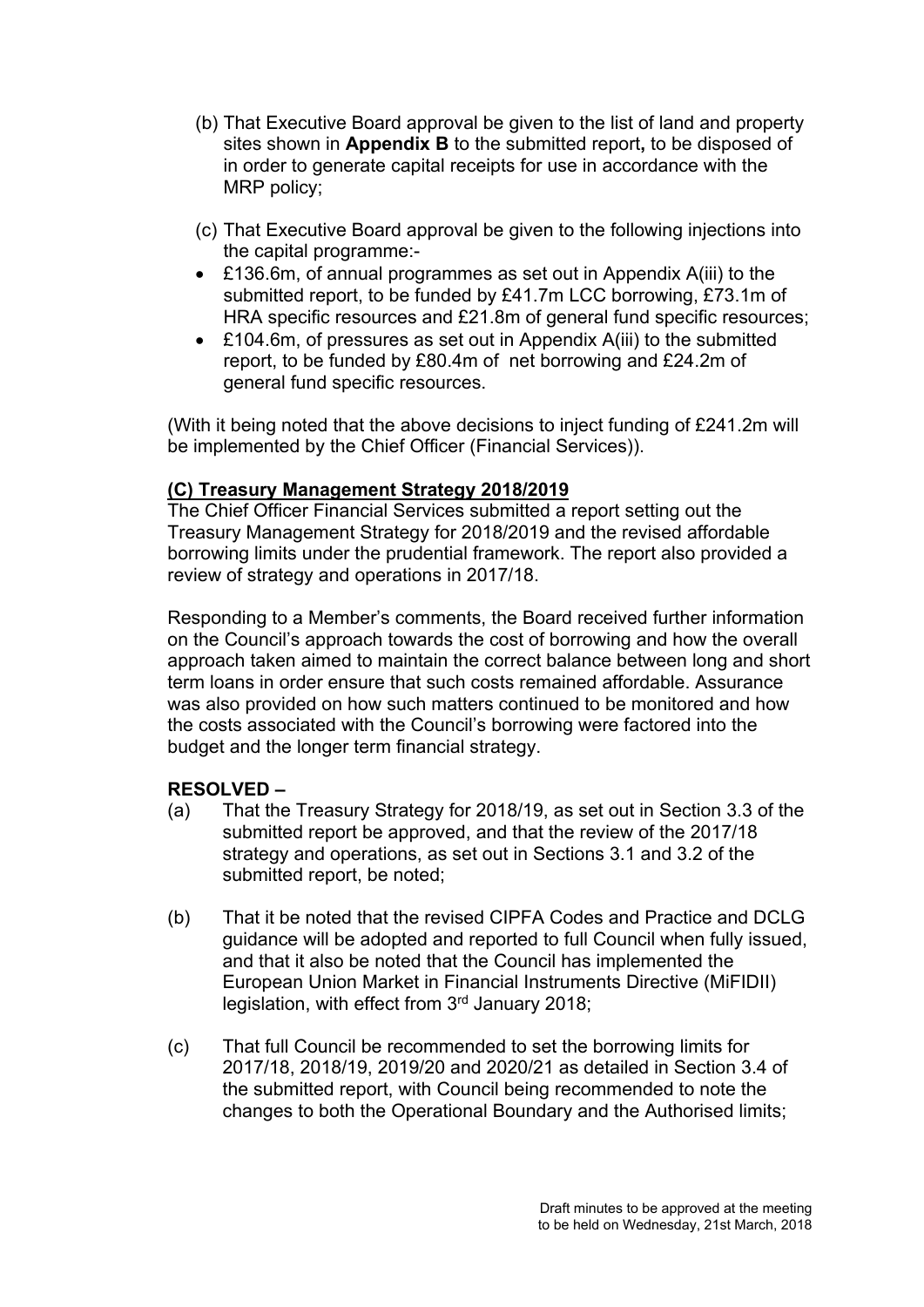(b) That Executive Board approval be given to the list of land and property sites shown in **Appendix B** to the submitted report**,** to be disposed of in order to generate capital receipts for use in accordance with the MRP policy;

(c) That Executive Board approval be given to the following injections into the capital programme:-

- £136.6m, of annual programmes as set out in Appendix A(iii) to the submitted report, to be funded by £41.7m LCC borrowing, £73.1m of HRA specific resources and £21.8m of general fund specific resources;
- £104.6m, of pressures as set out in Appendix A(iii) to the submitted report, to be funded by £80.4m of net borrowing and £24.2m of general fund specific resources.

(With it being noted that the above decisions to inject funding of £241.2m will be implemented by the Chief Officer (Financial Services)).

**(C) Treasury Management Strategy 2018/2019**

The Chief Officer Financial Services submitted a report setting out the Treasury Management Strategy for 2018/2019 and the revised affordable borrowing limits under the prudential framework. The report also provided a review of strategy and operations in 2017/18.

Responding to a Member's comments, the Board received further information on the Council's approach towards the cost of borrowing and how the overall approach taken aimed to maintain the correct balance between long and short term loans in order ensure that such costs remained affordable. Assurance was also provided on how such matters continued to be monitored and how the costs associated with the Council's borrowing were factored into the budget and the longer term financial strategy.

**RESOLVED –**

(a) That the Treasury Strategy for 2018/19, as set out in Section 3.3 of the submitted report be approved, and that the review of the 2017/18 strategy and operations, as set out in Sections 3.1 and 3.2 of the submitted report, be noted;

(b) That it be noted that the revised CIPFA Codes and Practice and DCLG guidance will be adopted and reported to full Council when fully issued, and that it also be noted that the Council has implemented the European Union Market in Financial Instruments Directive (MiFIDII) legislation, with effect from 3rd January 2018;

(c) That full Council be recommended to set the borrowing limits for 2017/18, 2018/19, 2019/20 and 2020/21 as detailed in Section 3.4 of the submitted report, with Council being recommended to note the changes to both the Operational Boundary and the Authorised limits;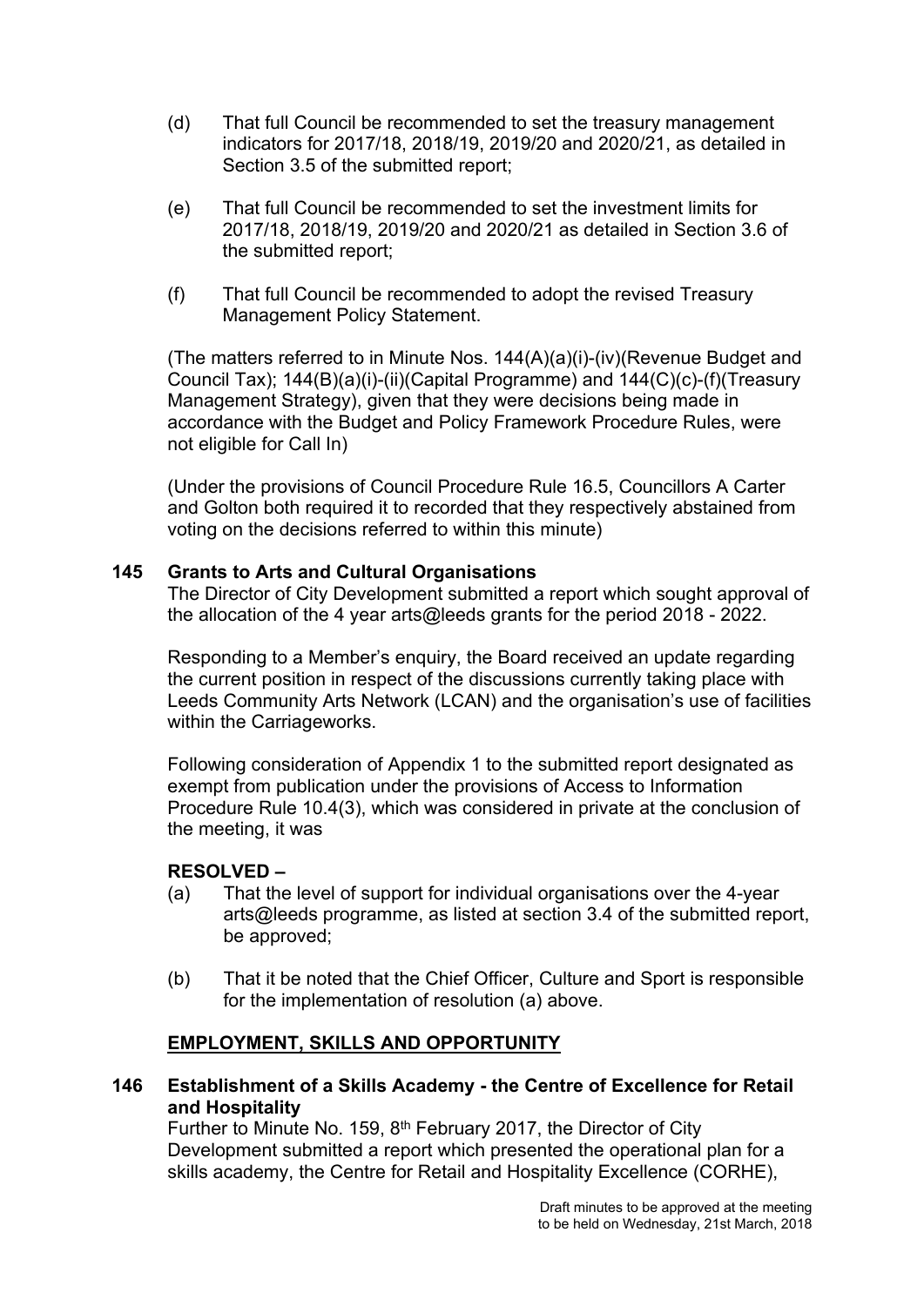(d) That full Council be recommended to set the treasury management indicators for 2017/18, 2018/19, 2019/20 and 2020/21, as detailed in Section 3.5 of the submitted report;

(e) That full Council be recommended to set the investment limits for 2017/18, 2018/19, 2019/20 and 2020/21 as detailed in Section 3.6 of the submitted report;

(f) That full Council be recommended to adopt the revised Treasury Management Policy Statement.

(The matters referred to in Minute Nos. 144(A)(a)(i)-(iv)(Revenue Budget and Council Tax); 144(B)(a)(i)-(ii)(Capital Programme) and 144(C)(c)-(f)(Treasury Management Strategy), given that they were decisions being made in accordance with the Budget and Policy Framework Procedure Rules, were not eligible for Call In)

(Under the provisions of Council Procedure Rule 16.5, Councillors A Carter and Golton both required it to recorded that they respectively abstained from voting on the decisions referred to within this minute)

**145 Grants to Arts and Cultural Organisations**

The Director of City Development submitted a report which sought approval of the allocation of the 4 year arts@leeds grants for the period 2018 - 2022.

Responding to a Member's enquiry, the Board received an update regarding the current position in respect of the discussions currently taking place with Leeds Community Arts Network (LCAN) and the organisation's use of facilities within the Carriageworks.

Following consideration of Appendix 1 to the submitted report designated as exempt from publication under the provisions of Access to Information Procedure Rule 10.4(3), which was considered in private at the conclusion of the meeting, it was

**RESOLVED –**

(a) That the level of support for individual organisations over the 4-year arts@leeds programme, as listed at section 3.4 of the submitted report, be approved;

(b) That it be noted that the Chief Officer, Culture and Sport is responsible for the implementation of resolution (a) above.

**<u>EMPLOYMENT, SKILLS AND OPPORTUNITY</u>**

**146 Establishment of a Skills Academy - the Centre of Excellence for Retail and Hospitality**

Further to Minute No. 159, 8th February 2017, the Director of City Development submitted a report which presented the operational plan for a skills academy, the Centre for Retail and Hospitality Excellence (CORHE),

Draft minutes to be approved at the meeting to be held on Wednesday, 21st March, 2018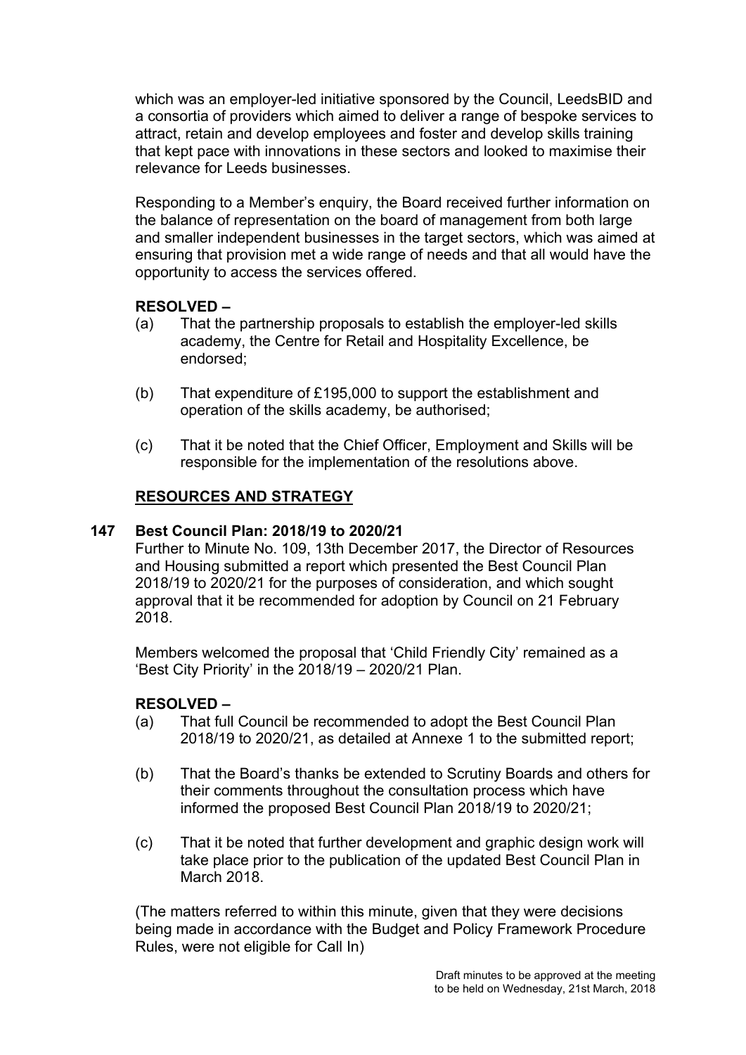which was an employer-led initiative sponsored by the Council, LeedsBID and a consortia of providers which aimed to deliver a range of bespoke services to attract, retain and develop employees and foster and develop skills training that kept pace with innovations in these sectors and looked to maximise their relevance for Leeds businesses.

Responding to a Member's enquiry, the Board received further information on the balance of representation on the board of management from both large and smaller independent businesses in the target sectors, which was aimed at ensuring that provision met a wide range of needs and that all would have the opportunity to access the services offered.

**RESOLVED –**

(a) That the partnership proposals to establish the employer-led skills academy, the Centre for Retail and Hospitality Excellence, be endorsed;

(b) That expenditure of £195,000 to support the establishment and operation of the skills academy, be authorised;

(c) That it be noted that the Chief Officer, Employment and Skills will be responsible for the implementation of the resolutions above.

## RESOURCES AND STRATEGY

### 147 Best Council Plan: 2018/19 to 2020/21

Further to Minute No. 109, 13th December 2017, the Director of Resources and Housing submitted a report which presented the Best Council Plan 2018/19 to 2020/21 for the purposes of consideration, and which sought approval that it be recommended for adoption by Council on 21 February 2018.

Members welcomed the proposal that 'Child Friendly City' remained as a 'Best City Priority' in the 2018/19 – 2020/21 Plan.

**RESOLVED –**

(a) That full Council be recommended to adopt the Best Council Plan 2018/19 to 2020/21, as detailed at Annexe 1 to the submitted report;

(b) That the Board's thanks be extended to Scrutiny Boards and others for their comments throughout the consultation process which have informed the proposed Best Council Plan 2018/19 to 2020/21;

(c) That it be noted that further development and graphic design work will take place prior to the publication of the updated Best Council Plan in March 2018.

(The matters referred to within this minute, given that they were decisions being made in accordance with the Budget and Policy Framework Procedure Rules, were not eligible for Call In)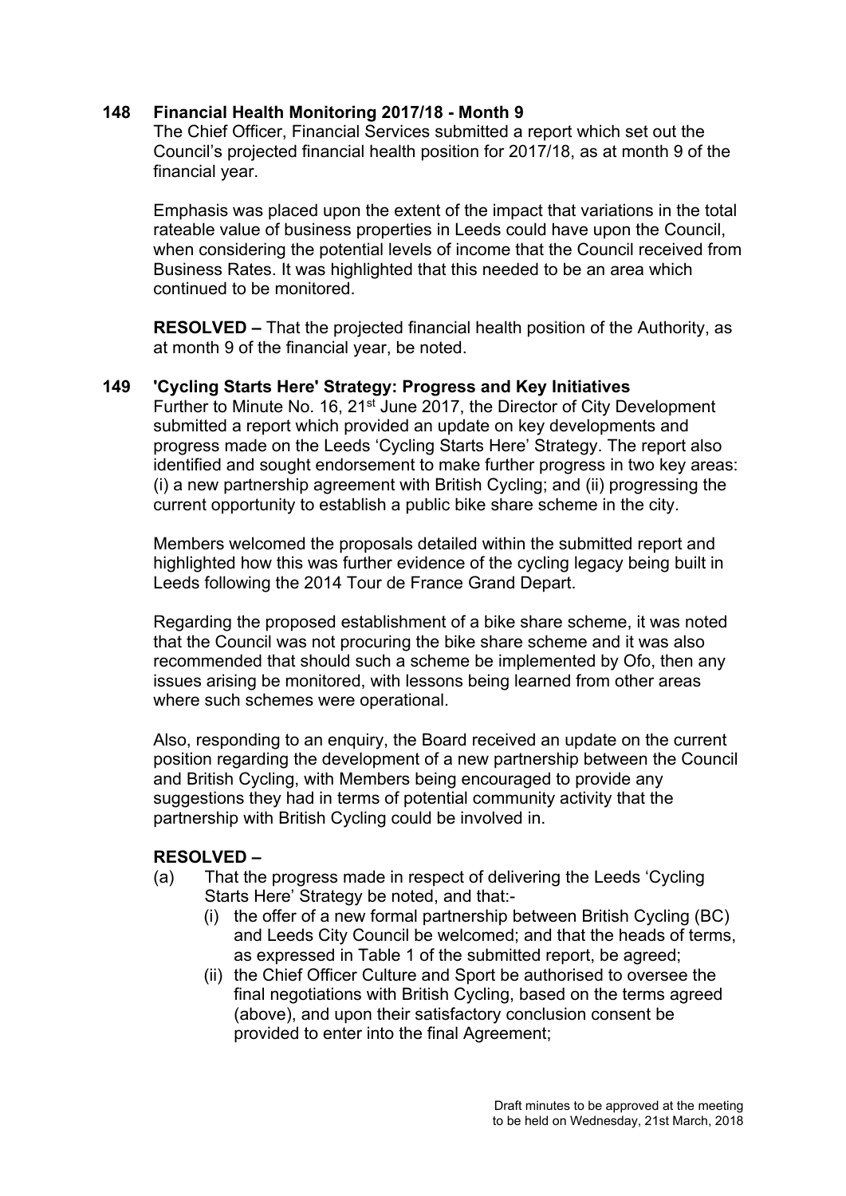### 148 Financial Health Monitoring 2017/18 - Month 9

The Chief Officer, Financial Services submitted a report which set out the Council's projected financial health position for 2017/18, as at month 9 of the financial year.

Emphasis was placed upon the extent of the impact that variations in the total rateable value of business properties in Leeds could have upon the Council, when considering the potential levels of income that the Council received from Business Rates. It was highlighted that this needed to be an area which continued to be monitored.

**RESOLVED –** That the projected financial health position of the Authority, as at month 9 of the financial year, be noted.

### 149 'Cycling Starts Here' Strategy: Progress and Key Initiatives

Further to Minute No. 16, 21st June 2017, the Director of City Development submitted a report which provided an update on key developments and progress made on the Leeds 'Cycling Starts Here' Strategy. The report also identified and sought endorsement to make further progress in two key areas: (i) a new partnership agreement with British Cycling; and (ii) progressing the current opportunity to establish a public bike share scheme in the city.

Members welcomed the proposals detailed within the submitted report and highlighted how this was further evidence of the cycling legacy being built in Leeds following the 2014 Tour de France Grand Depart.

Regarding the proposed establishment of a bike share scheme, it was noted that the Council was not procuring the bike share scheme and it was also recommended that should such a scheme be implemented by Ofo, then any issues arising be monitored, with lessons being learned from other areas where such schemes were operational.

Also, responding to an enquiry, the Board received an update on the current position regarding the development of a new partnership between the Council and British Cycling, with Members being encouraged to provide any suggestions they had in terms of potential community activity that the partnership with British Cycling could be involved in.

**RESOLVED –**

(a) That the progress made in respect of delivering the Leeds 'Cycling Starts Here' Strategy be noted, and that:-
   - (i) the offer of a new formal partnership between British Cycling (BC) and Leeds City Council be welcomed; and that the heads of terms, as expressed in Table 1 of the submitted report, be agreed;
   - (ii) the Chief Officer Culture and Sport be authorised to oversee the final negotiations with British Cycling, based on the terms agreed (above), and upon their satisfactory conclusion consent be provided to enter into the final Agreement;

Draft minutes to be approved at the meeting to be held on Wednesday, 21st March, 2018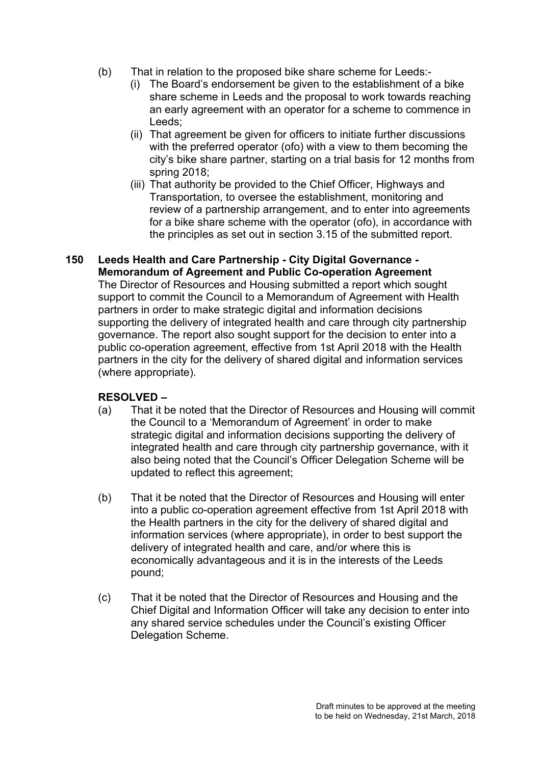(b) That in relation to the proposed bike share scheme for Leeds:-
   (i) The Board's endorsement be given to the establishment of a bike share scheme in Leeds and the proposal to work towards reaching an early agreement with an operator for a scheme to commence in Leeds;
   (ii) That agreement be given for officers to initiate further discussions with the preferred operator (ofo) with a view to them becoming the city's bike share partner, starting on a trial basis for 12 months from spring 2018;
   (iii) That authority be provided to the Chief Officer, Highways and Transportation, to oversee the establishment, monitoring and review of a partnership arrangement, and to enter into agreements for a bike share scheme with the operator (ofo), in accordance with the principles as set out in section 3.15 of the submitted report.

**150 Leeds Health and Care Partnership - City Digital Governance - Memorandum of Agreement and Public Co-operation Agreement**

The Director of Resources and Housing submitted a report which sought support to commit the Council to a Memorandum of Agreement with Health partners in order to make strategic digital and information decisions supporting the delivery of integrated health and care through city partnership governance. The report also sought support for the decision to enter into a public co-operation agreement, effective from 1st April 2018 with the Health partners in the city for the delivery of shared digital and information services (where appropriate).

**RESOLVED –**

(a) That it be noted that the Director of Resources and Housing will commit the Council to a 'Memorandum of Agreement' in order to make strategic digital and information decisions supporting the delivery of integrated health and care through city partnership governance, with it also being noted that the Council's Officer Delegation Scheme will be updated to reflect this agreement;

(b) That it be noted that the Director of Resources and Housing will enter into a public co-operation agreement effective from 1st April 2018 with the Health partners in the city for the delivery of shared digital and information services (where appropriate), in order to best support the delivery of integrated health and care, and/or where this is economically advantageous and it is in the interests of the Leeds pound;

(c) That it be noted that the Director of Resources and Housing and the Chief Digital and Information Officer will take any decision to enter into any shared service schedules under the Council's existing Officer Delegation Scheme.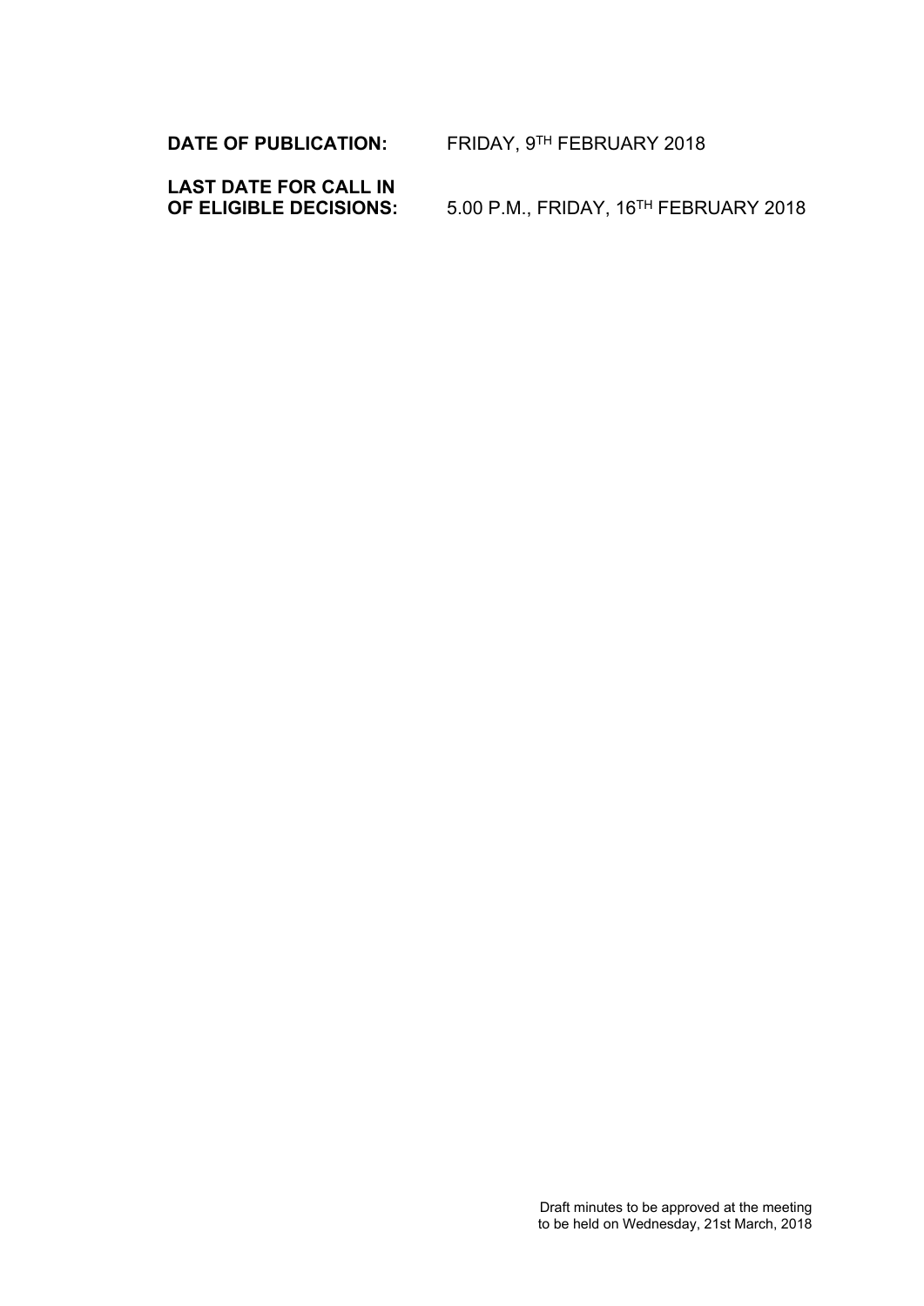**DATE OF PUBLICATION:** FRIDAY, 9TH FEBRUARY 2018

**LAST DATE FOR CALL IN OF ELIGIBLE DECISIONS:** 5.00 P.M., FRIDAY, 16TH FEBRUARY 2018

Draft minutes to be approved at the meeting to be held on Wednesday, 21st March, 2018